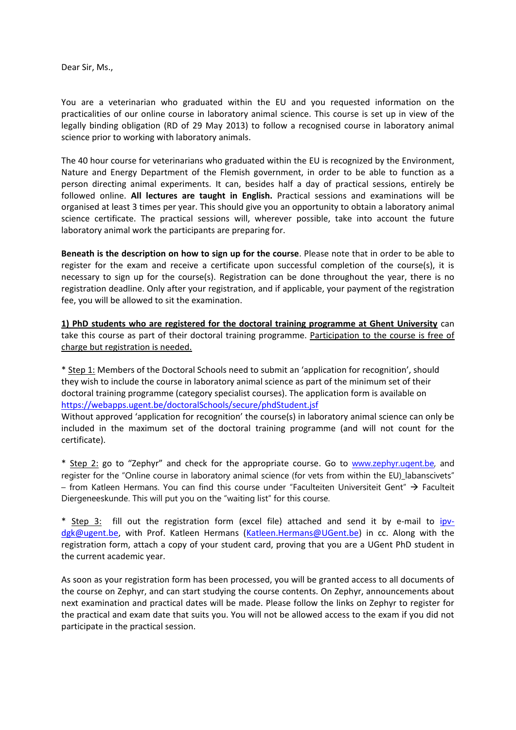Dear Sir, Ms.,

You are a veterinarian who graduated within the EU and you requested information on the practicalities of our online course in laboratory animal science. This course is set up in view of the legally binding obligation (RD of 29 May 2013) to follow a recognised course in laboratory animal science prior to working with laboratory animals.

The 40 hour course for veterinarians who graduated within the EU is recognized by the Environment, Nature and Energy Department of the Flemish government, in order to be able to function as a person directing animal experiments. It can, besides half a day of practical sessions, entirely be followed online. **All lectures are taught in English.** Practical sessions and examinations will be organised at least 3 times per year. This should give you an opportunity to obtain a laboratory animal science certificate. The practical sessions will, wherever possible, take into account the future laboratory animal work the participants are preparing for.

**Beneath is the description on how to sign up for the course**. Please note that in order to be able to register for the exam and receive a certificate upon successful completion of the course(s), it is necessary to sign up for the course(s). Registration can be done throughout the year, there is no registration deadline. Only after your registration, and if applicable, your payment of the registration fee, you will be allowed to sit the examination.

**1) PhD students who are registered for the doctoral training programme at Ghent University** can take this course as part of their doctoral training programme. Participation to the course is free of charge but registration is needed.

* Step 1: Members of the Doctoral Schools need to submit an 'application for recognition', should they wish to include the course in laboratory animal science as part of the minimum set of their doctoral training programme (category specialist courses). The application form is available on https://webapps.ugent.be/doctoralSchools/secure/phdStudent.jsf
Without approved 'application for recognition' the course(s) in laboratory animal science can only be included in the maximum set of the doctoral training programme (and will not count for the certificate).

* Step 2: go to "Zephyr" and check for the appropriate course. Go to www.zephyr.ugent.be, and register for the "Online course in laboratory animal science (for vets from within the EU)_labanscivets" – from Katleen Hermans. You can find this course under "Faculteiten Universiteit Gent" → Faculteit Diergeneeskunde. This will put you on the "waiting list" for this course.

* Step 3: fill out the registration form (excel file) attached and send it by e-mail to ipv-dgk@ugent.be, with Prof. Katleen Hermans (Katleen.Hermans@UGent.be) in cc. Along with the registration form, attach a copy of your student card, proving that you are a UGent PhD student in the current academic year.

As soon as your registration form has been processed, you will be granted access to all documents of the course on Zephyr, and can start studying the course contents. On Zephyr, announcements about next examination and practical dates will be made. Please follow the links on Zephyr to register for the practical and exam date that suits you. You will not be allowed access to the exam if you did not participate in the practical session.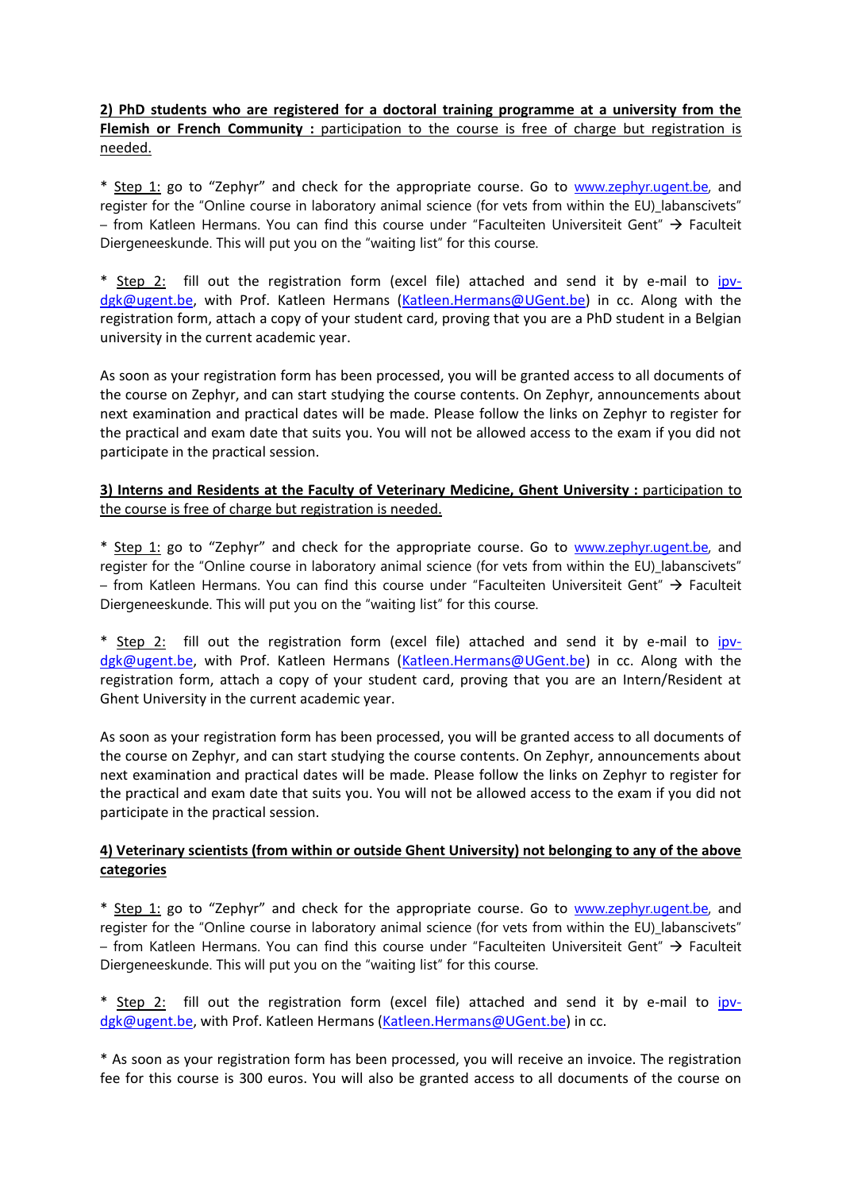**2) PhD students who are registered for a doctoral training programme at a university from the Flemish or French Community :** <u>participation to the course is free of charge but registration is needed.</u>

* <u>Step 1:</u> go to "Zephyr" and check for the appropriate course. Go to [www.zephyr.ugent.be](www.zephyr.ugent.be), and register for the "Online course in laboratory animal science (for vets from within the EU)_labanscivets" – from Katleen Hermans. You can find this course under "Faculteiten Universiteit Gent" → Faculteit Diergeneeskunde. This will put you on the "waiting list" for this course.

* <u>Step 2:</u> fill out the registration form (excel file) attached and send it by e-mail to [ipv-dgk@ugent.be](mailto:ipv-dgk@ugent.be), with Prof. Katleen Hermans ([Katleen.Hermans@UGent.be](mailto:Katleen.Hermans@UGent.be)) in cc. Along with the registration form, attach a copy of your student card, proving that you are a PhD student in a Belgian university in the current academic year.

As soon as your registration form has been processed, you will be granted access to all documents of the course on Zephyr, and can start studying the course contents. On Zephyr, announcements about next examination and practical dates will be made. Please follow the links on Zephyr to register for the practical and exam date that suits you. You will not be allowed access to the exam if you did not participate in the practical session.

**3) Interns and Residents at the Faculty of Veterinary Medicine, Ghent University :** <u>participation to the course is free of charge but registration is needed.</u>

* <u>Step 1:</u> go to "Zephyr" and check for the appropriate course. Go to [www.zephyr.ugent.be](www.zephyr.ugent.be), and register for the "Online course in laboratory animal science (for vets from within the EU)_labanscivets" – from Katleen Hermans. You can find this course under "Faculteiten Universiteit Gent" → Faculteit Diergeneeskunde. This will put you on the "waiting list" for this course.

* <u>Step 2:</u> fill out the registration form (excel file) attached and send it by e-mail to [ipv-dgk@ugent.be](mailto:ipv-dgk@ugent.be), with Prof. Katleen Hermans ([Katleen.Hermans@UGent.be](mailto:Katleen.Hermans@UGent.be)) in cc. Along with the registration form, attach a copy of your student card, proving that you are an Intern/Resident at Ghent University in the current academic year.

As soon as your registration form has been processed, you will be granted access to all documents of the course on Zephyr, and can start studying the course contents. On Zephyr, announcements about next examination and practical dates will be made. Please follow the links on Zephyr to register for the practical and exam date that suits you. You will not be allowed access to the exam if you did not participate in the practical session.

**4) Veterinary scientists (from within or outside Ghent University) not belonging to any of the above categories**

* <u>Step 1:</u> go to "Zephyr" and check for the appropriate course. Go to [www.zephyr.ugent.be](www.zephyr.ugent.be), and register for the "Online course in laboratory animal science (for vets from within the EU)_labanscivets" – from Katleen Hermans. You can find this course under "Faculteiten Universiteit Gent" → Faculteit Diergeneeskunde. This will put you on the "waiting list" for this course.

* <u>Step 2:</u> fill out the registration form (excel file) attached and send it by e-mail to [ipv-dgk@ugent.be](mailto:ipv-dgk@ugent.be), with Prof. Katleen Hermans ([Katleen.Hermans@UGent.be](mailto:Katleen.Hermans@UGent.be)) in cc.

* As soon as your registration form has been processed, you will receive an invoice. The registration fee for this course is 300 euros. You will also be granted access to all documents of the course on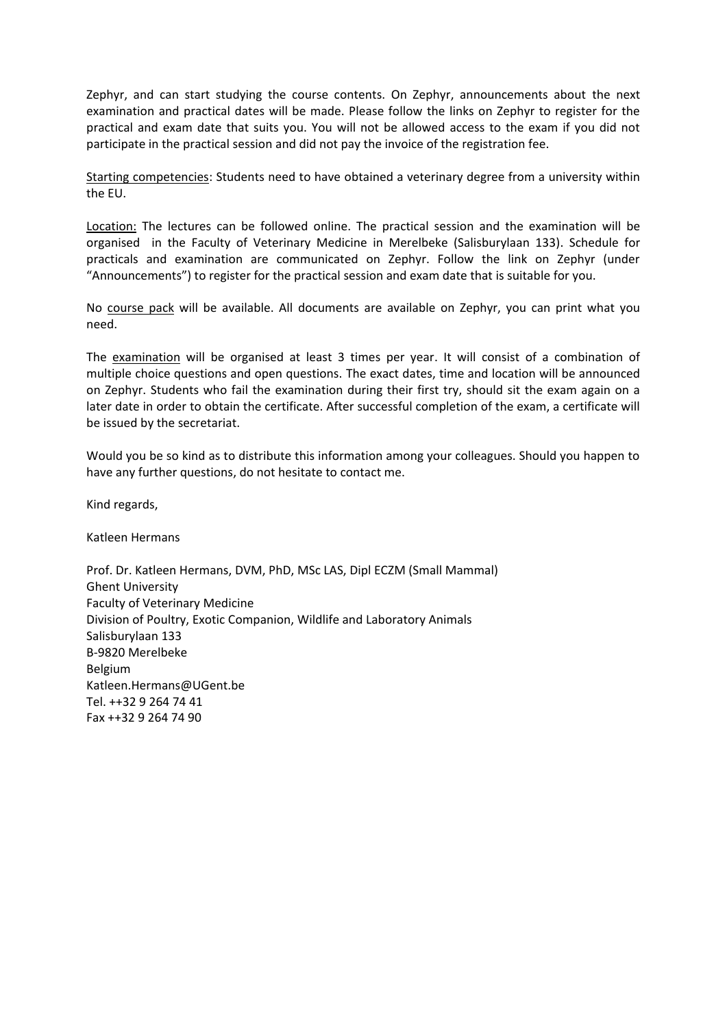Zephyr, and can start studying the course contents. On Zephyr, announcements about the next examination and practical dates will be made. Please follow the links on Zephyr to register for the practical and exam date that suits you. You will not be allowed access to the exam if you did not participate in the practical session and did not pay the invoice of the registration fee.

Starting competencies: Students need to have obtained a veterinary degree from a university within the EU.

Location: The lectures can be followed online. The practical session and the examination will be organised in the Faculty of Veterinary Medicine in Merelbeke (Salisburylaan 133). Schedule for practicals and examination are communicated on Zephyr. Follow the link on Zephyr (under “Announcements”) to register for the practical session and exam date that is suitable for you.

No course pack will be available. All documents are available on Zephyr, you can print what you need.

The examination will be organised at least 3 times per year. It will consist of a combination of multiple choice questions and open questions. The exact dates, time and location will be announced on Zephyr. Students who fail the examination during their first try, should sit the exam again on a later date in order to obtain the certificate. After successful completion of the exam, a certificate will be issued by the secretariat.

Would you be so kind as to distribute this information among your colleagues. Should you happen to have any further questions, do not hesitate to contact me.

Kind regards,

Katleen Hermans

Prof. Dr. Katleen Hermans, DVM, PhD, MSc LAS, Dipl ECZM (Small Mammal)
Ghent University
Faculty of Veterinary Medicine
Division of Poultry, Exotic Companion, Wildlife and Laboratory Animals
Salisburylaan 133
B-9820 Merelbeke
Belgium
Katleen.Hermans@UGent.be
Tel. ++32 9 264 74 41
Fax ++32 9 264 74 90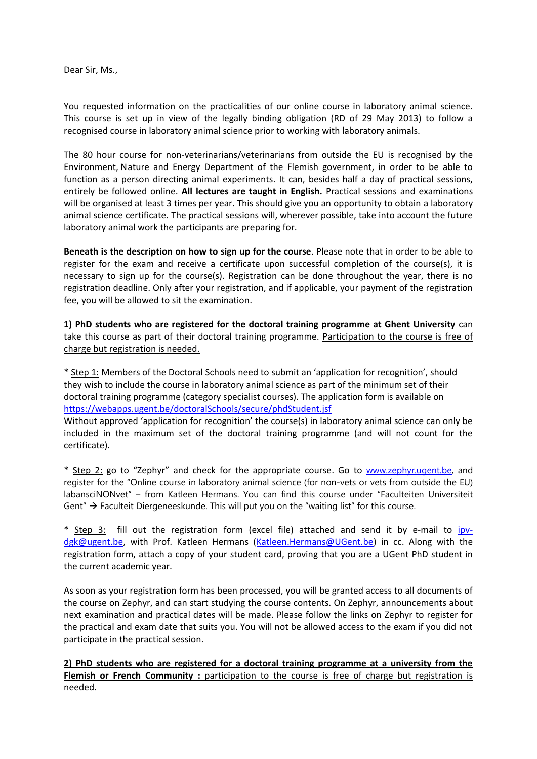Dear Sir, Ms.,

You requested information on the practicalities of our online course in laboratory animal science. This course is set up in view of the legally binding obligation (RD of 29 May 2013) to follow a recognised course in laboratory animal science prior to working with laboratory animals.

The 80 hour course for non-veterinarians/veterinarians from outside the EU is recognised by the Environment, Nature and Energy Department of the Flemish government, in order to be able to function as a person directing animal experiments. It can, besides half a day of practical sessions, entirely be followed online. **All lectures are taught in English.** Practical sessions and examinations will be organised at least 3 times per year. This should give you an opportunity to obtain a laboratory animal science certificate. The practical sessions will, wherever possible, take into account the future laboratory animal work the participants are preparing for.

**Beneath is the description on how to sign up for the course**. Please note that in order to be able to register for the exam and receive a certificate upon successful completion of the course(s), it is necessary to sign up for the course(s). Registration can be done throughout the year, there is no registration deadline. Only after your registration, and if applicable, your payment of the registration fee, you will be allowed to sit the examination.

<u>**1) PhD students who are registered for the doctoral training programme at Ghent University**</u> can take this course as part of their doctoral training programme. <u>Participation to the course is free of charge but registration is needed.</u>

\* <u>Step 1:</u> Members of the Doctoral Schools need to submit an 'application for recognition', should they wish to include the course in laboratory animal science as part of the minimum set of their doctoral training programme (category specialist courses). The application form is available on https://webapps.ugent.be/doctoralSchools/secure/phdStudent.jsf
Without approved 'application for recognition' the course(s) in laboratory animal science can only be included in the maximum set of the doctoral training programme (and will not count for the certificate).

\* <u>Step 2:</u> go to "Zephyr" and check for the appropriate course. Go to www.zephyr.ugent.be, and register for the "Online course in laboratory animal science (for non-vets or vets from outside the EU) labansciNONvet" – from Katleen Hermans. You can find this course under "Faculteiten Universiteit Gent" → Faculteit Diergeneeskunde. This will put you on the "waiting list" for this course.

\* <u>Step 3:</u> fill out the registration form (excel file) attached and send it by e-mail to ipv-dgk@ugent.be, with Prof. Katleen Hermans (Katleen.Hermans@UGent.be) in cc. Along with the registration form, attach a copy of your student card, proving that you are a UGent PhD student in the current academic year.

As soon as your registration form has been processed, you will be granted access to all documents of the course on Zephyr, and can start studying the course contents. On Zephyr, announcements about next examination and practical dates will be made. Please follow the links on Zephyr to register for the practical and exam date that suits you. You will not be allowed access to the exam if you did not participate in the practical session.

<u>**2) PhD students who are registered for a doctoral training programme at a university from the Flemish or French Community :**</u> <u>participation to the course is free of charge but registration is needed.</u>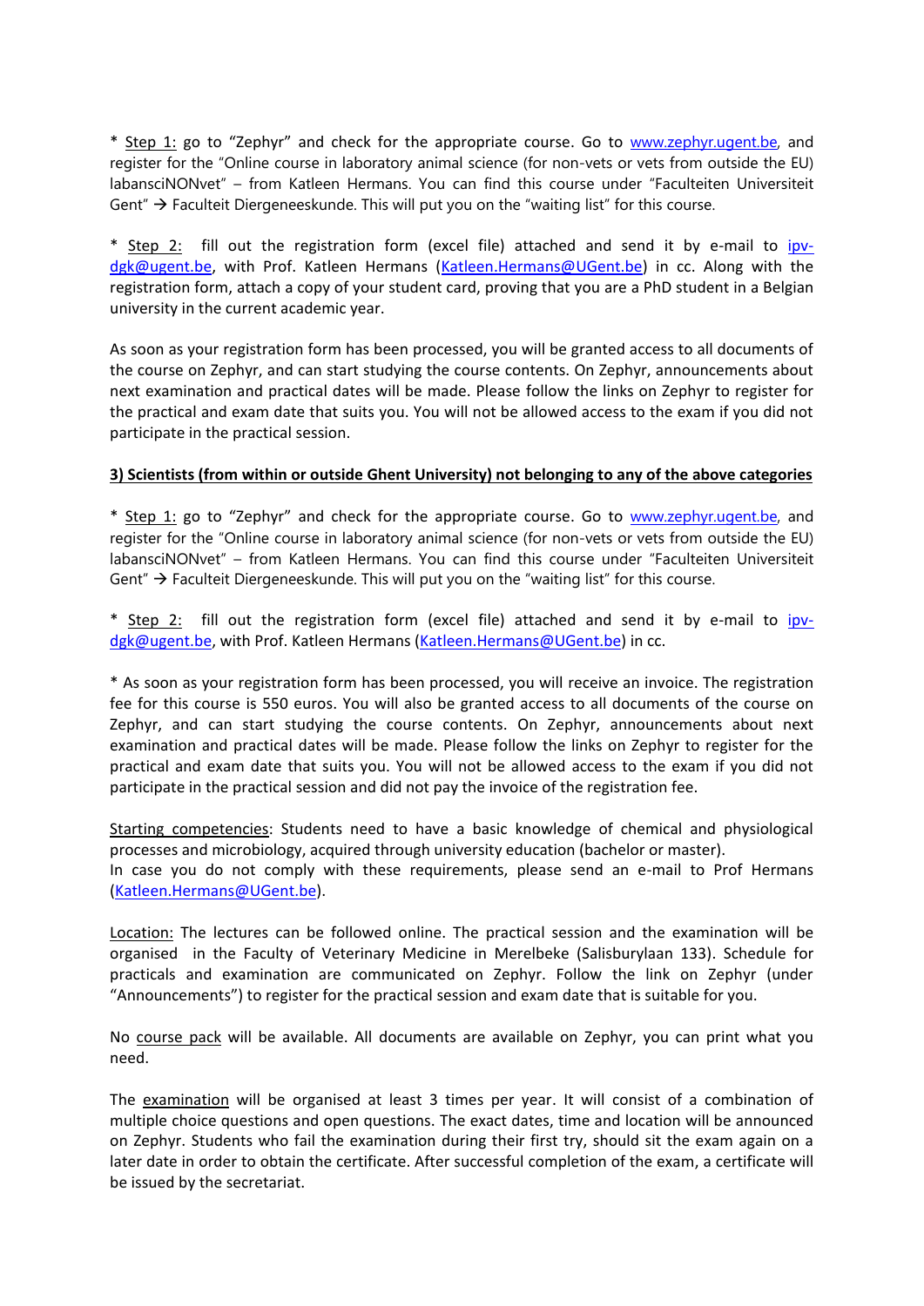* Step 1: go to "Zephyr" and check for the appropriate course. Go to www.zephyr.ugent.be, and register for the "Online course in laboratory animal science (for non-vets or vets from outside the EU) labansciNONvet" – from Katleen Hermans. You can find this course under "Faculteiten Universiteit Gent" → Faculteit Diergeneeskunde. This will put you on the "waiting list" for this course.

* Step 2: fill out the registration form (excel file) attached and send it by e-mail to ipv-dgk@ugent.be, with Prof. Katleen Hermans (Katleen.Hermans@UGent.be) in cc. Along with the registration form, attach a copy of your student card, proving that you are a PhD student in a Belgian university in the current academic year.

As soon as your registration form has been processed, you will be granted access to all documents of the course on Zephyr, and can start studying the course contents. On Zephyr, announcements about next examination and practical dates will be made. Please follow the links on Zephyr to register for the practical and exam date that suits you. You will not be allowed access to the exam if you did not participate in the practical session.

**3) Scientists (from within or outside Ghent University) not belonging to any of the above categories**

* Step 1: go to "Zephyr" and check for the appropriate course. Go to www.zephyr.ugent.be, and register for the "Online course in laboratory animal science (for non-vets or vets from outside the EU) labansciNONvet" – from Katleen Hermans. You can find this course under "Faculteiten Universiteit Gent" → Faculteit Diergeneeskunde. This will put you on the "waiting list" for this course.

* Step 2: fill out the registration form (excel file) attached and send it by e-mail to ipv-dgk@ugent.be, with Prof. Katleen Hermans (Katleen.Hermans@UGent.be) in cc.

* As soon as your registration form has been processed, you will receive an invoice. The registration fee for this course is 550 euros. You will also be granted access to all documents of the course on Zephyr, and can start studying the course contents. On Zephyr, announcements about next examination and practical dates will be made. Please follow the links on Zephyr to register for the practical and exam date that suits you. You will not be allowed access to the exam if you did not participate in the practical session and did not pay the invoice of the registration fee.

Starting competencies: Students need to have a basic knowledge of chemical and physiological processes and microbiology, acquired through university education (bachelor or master).
In case you do not comply with these requirements, please send an e-mail to Prof Hermans (Katleen.Hermans@UGent.be).

Location: The lectures can be followed online. The practical session and the examination will be organised in the Faculty of Veterinary Medicine in Merelbeke (Salisburylaan 133). Schedule for practicals and examination are communicated on Zephyr. Follow the link on Zephyr (under "Announcements") to register for the practical session and exam date that is suitable for you.

No course pack will be available. All documents are available on Zephyr, you can print what you need.

The examination will be organised at least 3 times per year. It will consist of a combination of multiple choice questions and open questions. The exact dates, time and location will be announced on Zephyr. Students who fail the examination during their first try, should sit the exam again on a later date in order to obtain the certificate. After successful completion of the exam, a certificate will be issued by the secretariat.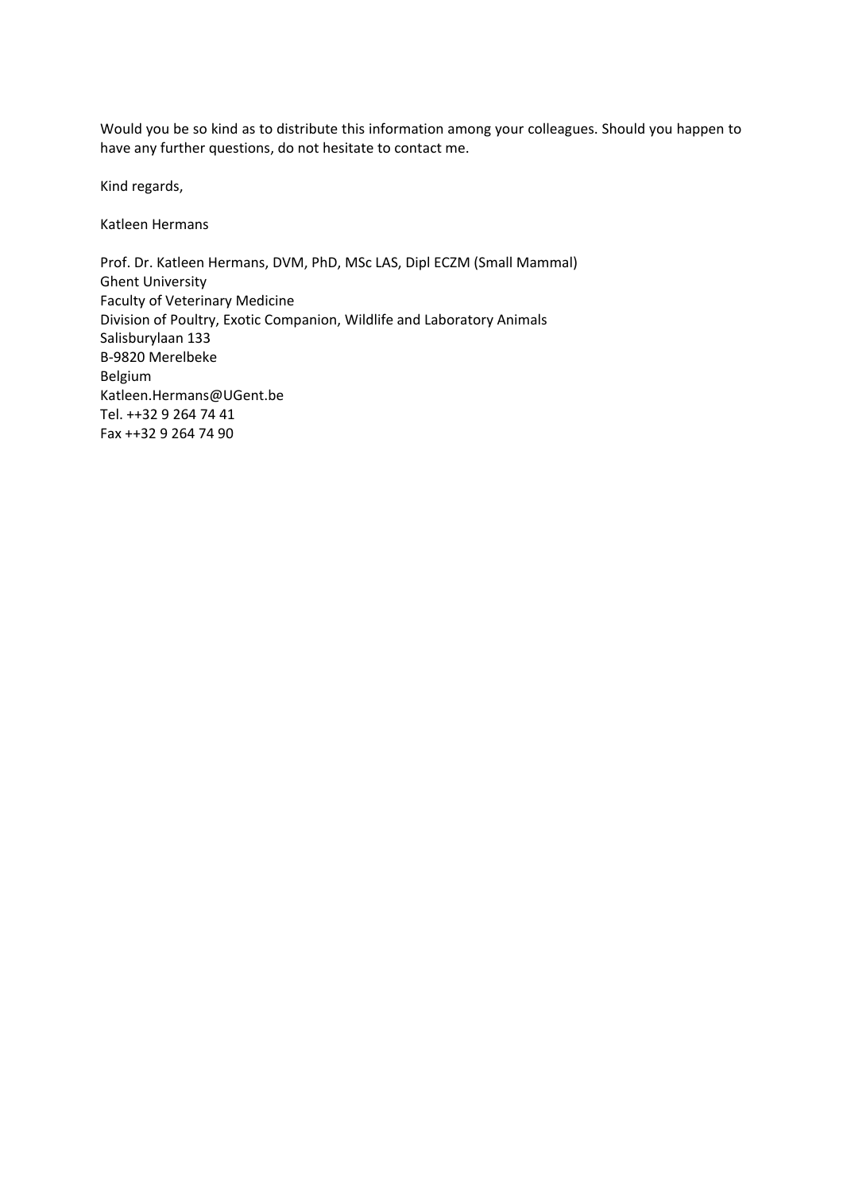Would you be so kind as to distribute this information among your colleagues. Should you happen to have any further questions, do not hesitate to contact me.

Kind regards,

Katleen Hermans

Prof. Dr. Katleen Hermans, DVM, PhD, MSc LAS, Dipl ECZM (Small Mammal)
Ghent University
Faculty of Veterinary Medicine
Division of Poultry, Exotic Companion, Wildlife and Laboratory Animals
Salisburylaan 133
B-9820 Merelbeke
Belgium
Katleen.Hermans@UGent.be
Tel. ++32 9 264 74 41
Fax ++32 9 264 74 90